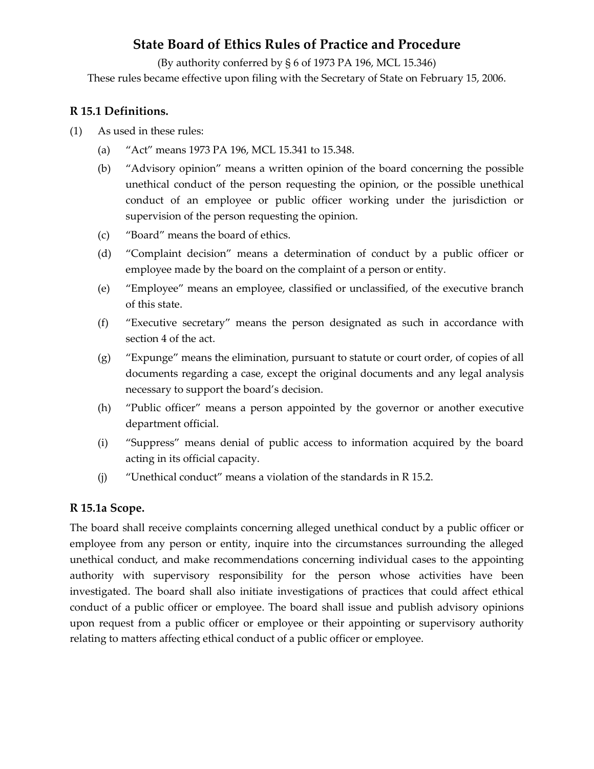# State Board of Ethics Rules of Practice and Procedure

(By authority conferred by § 6 of 1973 PA 196, MCL 15.346)

These rules became effective upon filing with the Secretary of State on February 15, 2006.

## R 15.1 Definitions.

(1) As used in these rules:

- (a) “Act” means 1973 PA 196, MCL 15.341 to 15.348.
- (b) “Advisory opinion” means a written opinion of the board concerning the possible unethical conduct of the person requesting the opinion, or the possible unethical conduct of an employee or public officer working under the jurisdiction or supervision of the person requesting the opinion.
- (c) “Board” means the board of ethics.
- (d) “Complaint decision” means a determination of conduct by a public officer or employee made by the board on the complaint of a person or entity.
- (e) “Employee” means an employee, classified or unclassified, of the executive branch of this state.
- (f) “Executive secretary” means the person designated as such in accordance with section 4 of the act.
- (g) “Expunge” means the elimination, pursuant to statute or court order, of copies of all documents regarding a case, except the original documents and any legal analysis necessary to support the board’s decision.
- (h) “Public officer” means a person appointed by the governor or another executive department official.
- (i) “Suppress” means denial of public access to information acquired by the board acting in its official capacity.
- (j) “Unethical conduct” means a violation of the standards in R 15.2.

## R 15.1a Scope.

The board shall receive complaints concerning alleged unethical conduct by a public officer or employee from any person or entity, inquire into the circumstances surrounding the alleged unethical conduct, and make recommendations concerning individual cases to the appointing authority with supervisory responsibility for the person whose activities have been investigated. The board shall also initiate investigations of practices that could affect ethical conduct of a public officer or employee. The board shall issue and publish advisory opinions upon request from a public officer or employee or their appointing or supervisory authority relating to matters affecting ethical conduct of a public officer or employee.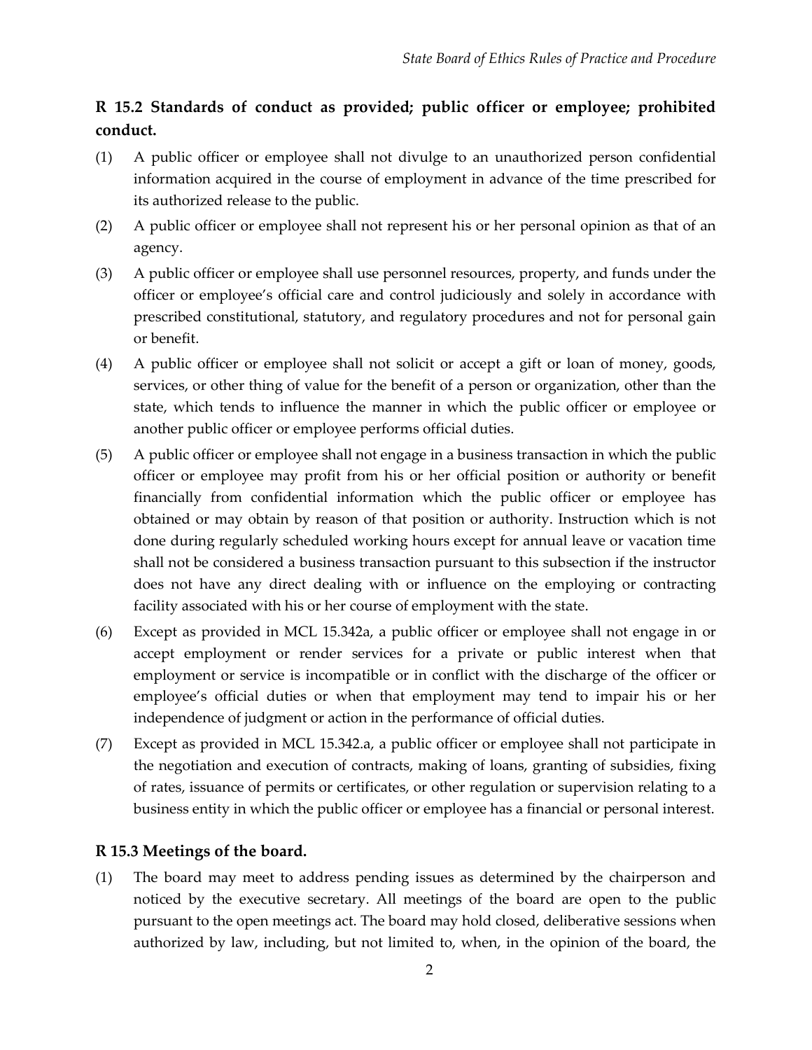## R 15.2 Standards of conduct as provided; public officer or employee; prohibited conduct.

(1) A public officer or employee shall not divulge to an unauthorized person confidential information acquired in the course of employment in advance of the time prescribed for its authorized release to the public.

(2) A public officer or employee shall not represent his or her personal opinion as that of an agency.

(3) A public officer or employee shall use personnel resources, property, and funds under the officer or employee's official care and control judiciously and solely in accordance with prescribed constitutional, statutory, and regulatory procedures and not for personal gain or benefit.

(4) A public officer or employee shall not solicit or accept a gift or loan of money, goods, services, or other thing of value for the benefit of a person or organization, other than the state, which tends to influence the manner in which the public officer or employee or another public officer or employee performs official duties.

(5) A public officer or employee shall not engage in a business transaction in which the public officer or employee may profit from his or her official position or authority or benefit financially from confidential information which the public officer or employee has obtained or may obtain by reason of that position or authority. Instruction which is not done during regularly scheduled working hours except for annual leave or vacation time shall not be considered a business transaction pursuant to this subsection if the instructor does not have any direct dealing with or influence on the employing or contracting facility associated with his or her course of employment with the state.

(6) Except as provided in MCL 15.342a, a public officer or employee shall not engage in or accept employment or render services for a private or public interest when that employment or service is incompatible or in conflict with the discharge of the officer or employee's official duties or when that employment may tend to impair his or her independence of judgment or action in the performance of official duties.

(7) Except as provided in MCL 15.342.a, a public officer or employee shall not participate in the negotiation and execution of contracts, making of loans, granting of subsidies, fixing of rates, issuance of permits or certificates, or other regulation or supervision relating to a business entity in which the public officer or employee has a financial or personal interest.

## R 15.3 Meetings of the board.

(1) The board may meet to address pending issues as determined by the chairperson and noticed by the executive secretary. All meetings of the board are open to the public pursuant to the open meetings act. The board may hold closed, deliberative sessions when authorized by law, including, but not limited to, when, in the opinion of the board, the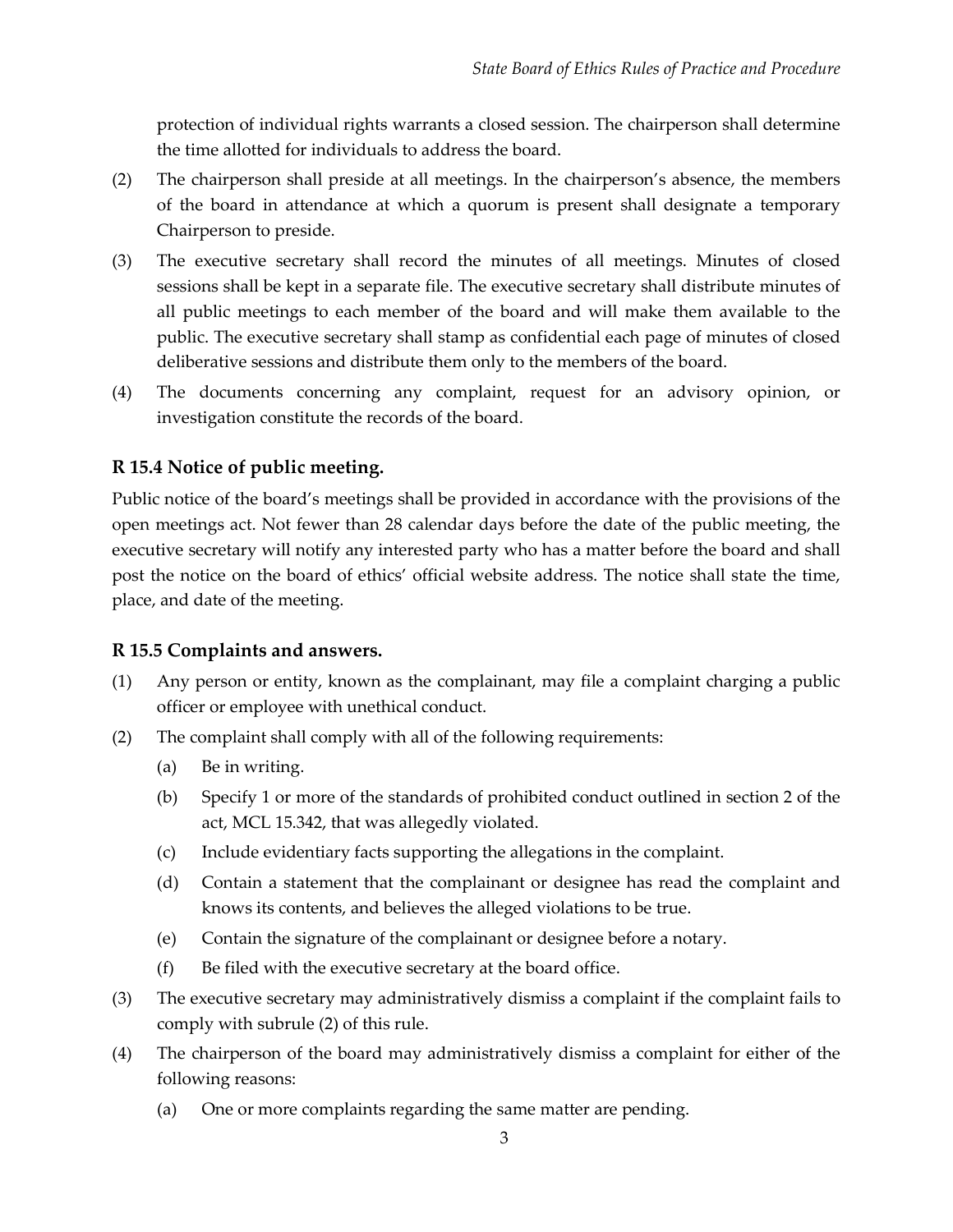protection of individual rights warrants a closed session. The chairperson shall determine the time allotted for individuals to address the board.

(2) The chairperson shall preside at all meetings. In the chairperson's absence, the members of the board in attendance at which a quorum is present shall designate a temporary Chairperson to preside.

(3) The executive secretary shall record the minutes of all meetings. Minutes of closed sessions shall be kept in a separate file. The executive secretary shall distribute minutes of all public meetings to each member of the board and will make them available to the public. The executive secretary shall stamp as confidential each page of minutes of closed deliberative sessions and distribute them only to the members of the board.

(4) The documents concerning any complaint, request for an advisory opinion, or investigation constitute the records of the board.

### R 15.4 Notice of public meeting.

Public notice of the board's meetings shall be provided in accordance with the provisions of the open meetings act. Not fewer than 28 calendar days before the date of the public meeting, the executive secretary will notify any interested party who has a matter before the board and shall post the notice on the board of ethics' official website address. The notice shall state the time, place, and date of the meeting.

### R 15.5 Complaints and answers.

(1) Any person or entity, known as the complainant, may file a complaint charging a public officer or employee with unethical conduct.

(2) The complaint shall comply with all of the following requirements:

   (a) Be in writing.

   (b) Specify 1 or more of the standards of prohibited conduct outlined in section 2 of the act, MCL 15.342, that was allegedly violated.

   (c) Include evidentiary facts supporting the allegations in the complaint.

   (d) Contain a statement that the complainant or designee has read the complaint and knows its contents, and believes the alleged violations to be true.

   (e) Contain the signature of the complainant or designee before a notary.

   (f) Be filed with the executive secretary at the board office.

(3) The executive secretary may administratively dismiss a complaint if the complaint fails to comply with subrule (2) of this rule.

(4) The chairperson of the board may administratively dismiss a complaint for either of the following reasons:

   (a) One or more complaints regarding the same matter are pending.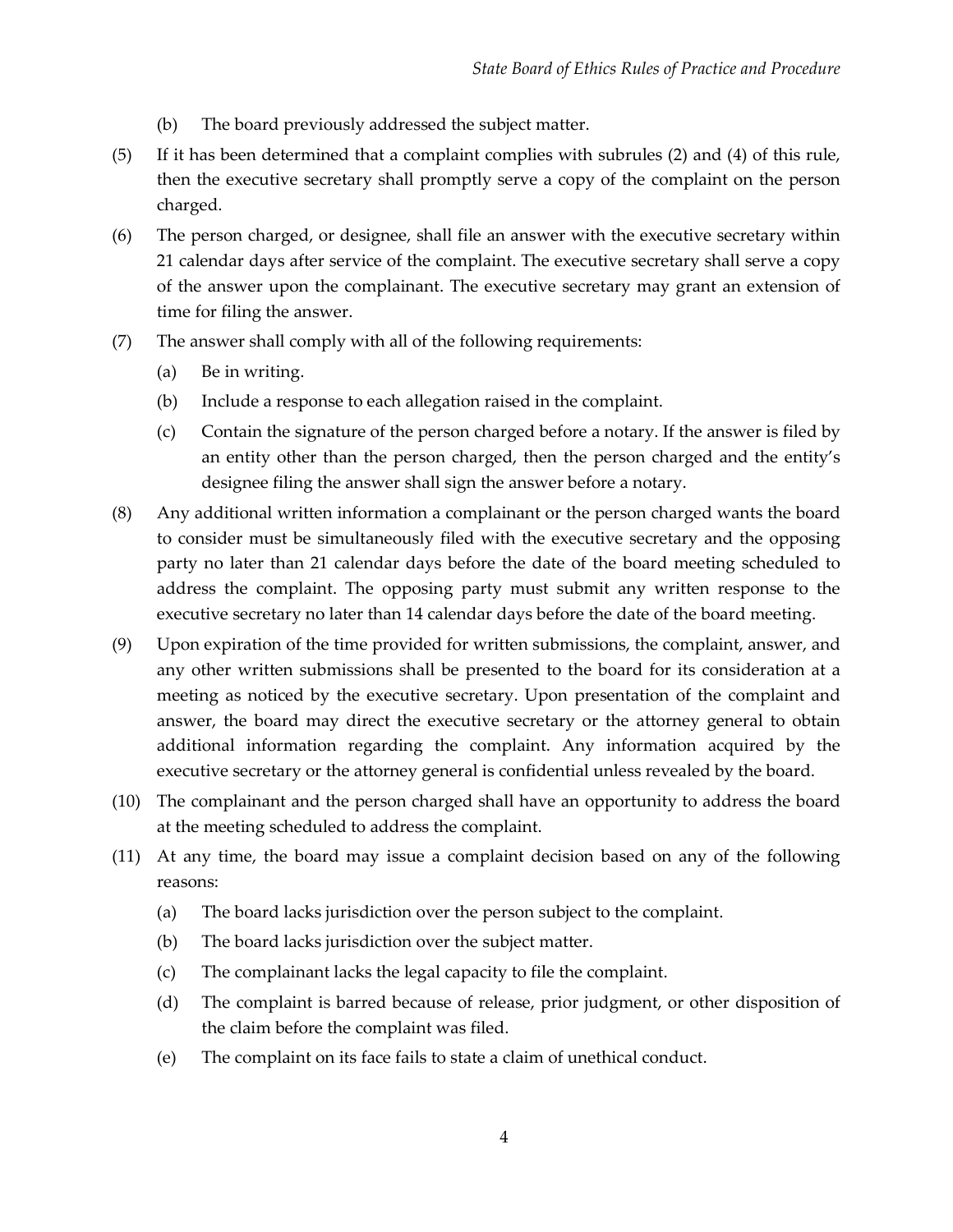(b) The board previously addressed the subject matter.

(5) If it has been determined that a complaint complies with subrules (2) and (4) of this rule, then the executive secretary shall promptly serve a copy of the complaint on the person charged.

(6) The person charged, or designee, shall file an answer with the executive secretary within 21 calendar days after service of the complaint. The executive secretary shall serve a copy of the answer upon the complainant. The executive secretary may grant an extension of time for filing the answer.

(7) The answer shall comply with all of the following requirements:

  (a) Be in writing.

  (b) Include a response to each allegation raised in the complaint.

  (c) Contain the signature of the person charged before a notary. If the answer is filed by an entity other than the person charged, then the person charged and the entity's designee filing the answer shall sign the answer before a notary.

(8) Any additional written information a complainant or the person charged wants the board to consider must be simultaneously filed with the executive secretary and the opposing party no later than 21 calendar days before the date of the board meeting scheduled to address the complaint. The opposing party must submit any written response to the executive secretary no later than 14 calendar days before the date of the board meeting.

(9) Upon expiration of the time provided for written submissions, the complaint, answer, and any other written submissions shall be presented to the board for its consideration at a meeting as noticed by the executive secretary. Upon presentation of the complaint and answer, the board may direct the executive secretary or the attorney general to obtain additional information regarding the complaint. Any information acquired by the executive secretary or the attorney general is confidential unless revealed by the board.

(10) The complainant and the person charged shall have an opportunity to address the board at the meeting scheduled to address the complaint.

(11) At any time, the board may issue a complaint decision based on any of the following reasons:

  (a) The board lacks jurisdiction over the person subject to the complaint.

  (b) The board lacks jurisdiction over the subject matter.

  (c) The complainant lacks the legal capacity to file the complaint.

  (d) The complaint is barred because of release, prior judgment, or other disposition of the claim before the complaint was filed.

  (e) The complaint on its face fails to state a claim of unethical conduct.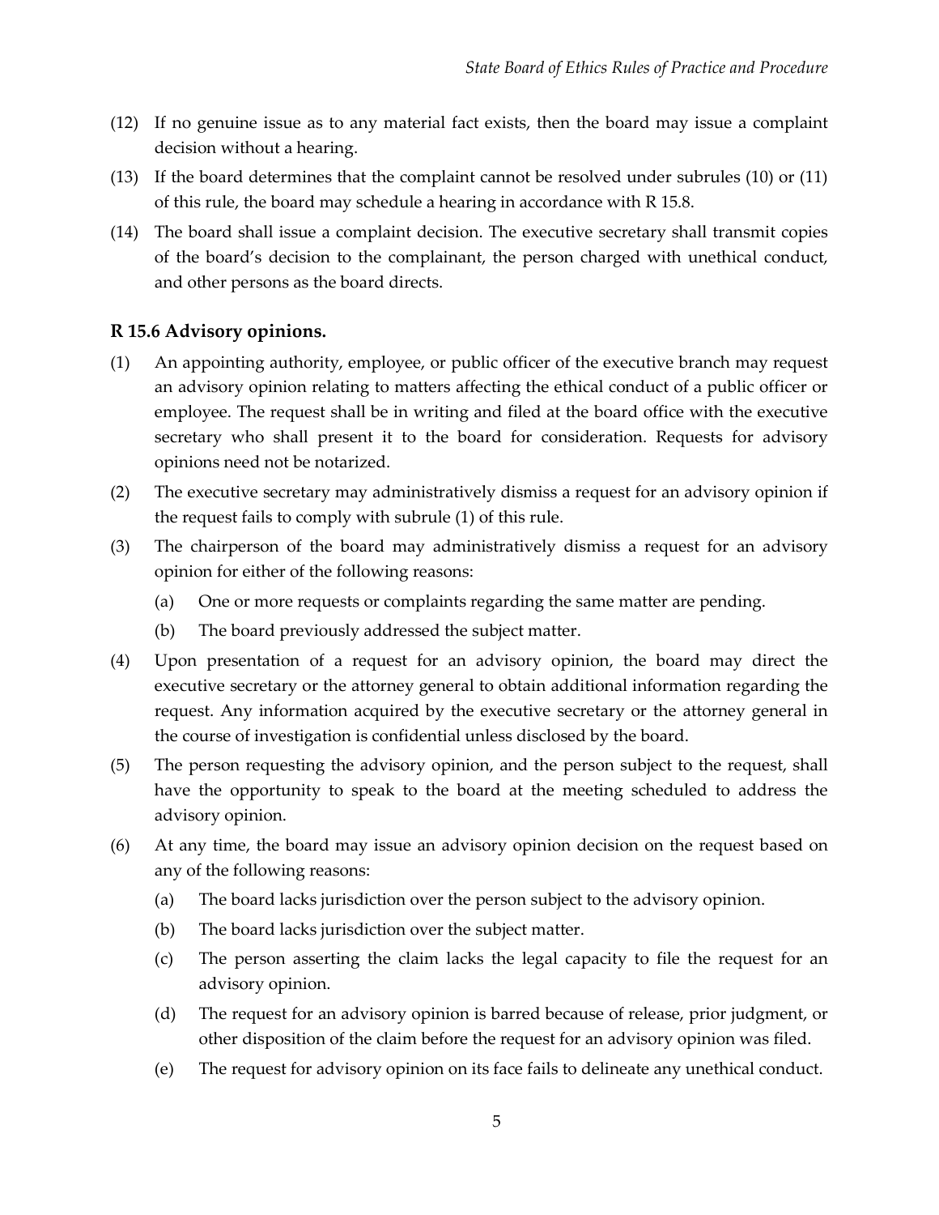(12) If no genuine issue as to any material fact exists, then the board may issue a complaint decision without a hearing.

(13) If the board determines that the complaint cannot be resolved under subrules (10) or (11) of this rule, the board may schedule a hearing in accordance with R 15.8.

(14) The board shall issue a complaint decision. The executive secretary shall transmit copies of the board's decision to the complainant, the person charged with unethical conduct, and other persons as the board directs.

### R 15.6 Advisory opinions.

(1) An appointing authority, employee, or public officer of the executive branch may request an advisory opinion relating to matters affecting the ethical conduct of a public officer or employee. The request shall be in writing and filed at the board office with the executive secretary who shall present it to the board for consideration. Requests for advisory opinions need not be notarized.

(2) The executive secretary may administratively dismiss a request for an advisory opinion if the request fails to comply with subrule (1) of this rule.

(3) The chairperson of the board may administratively dismiss a request for an advisory opinion for either of the following reasons:

  (a) One or more requests or complaints regarding the same matter are pending.

  (b) The board previously addressed the subject matter.

(4) Upon presentation of a request for an advisory opinion, the board may direct the executive secretary or the attorney general to obtain additional information regarding the request. Any information acquired by the executive secretary or the attorney general in the course of investigation is confidential unless disclosed by the board.

(5) The person requesting the advisory opinion, and the person subject to the request, shall have the opportunity to speak to the board at the meeting scheduled to address the advisory opinion.

(6) At any time, the board may issue an advisory opinion decision on the request based on any of the following reasons:

  (a) The board lacks jurisdiction over the person subject to the advisory opinion.

  (b) The board lacks jurisdiction over the subject matter.

  (c) The person asserting the claim lacks the legal capacity to file the request for an advisory opinion.

  (d) The request for an advisory opinion is barred because of release, prior judgment, or other disposition of the claim before the request for an advisory opinion was filed.

  (e) The request for advisory opinion on its face fails to delineate any unethical conduct.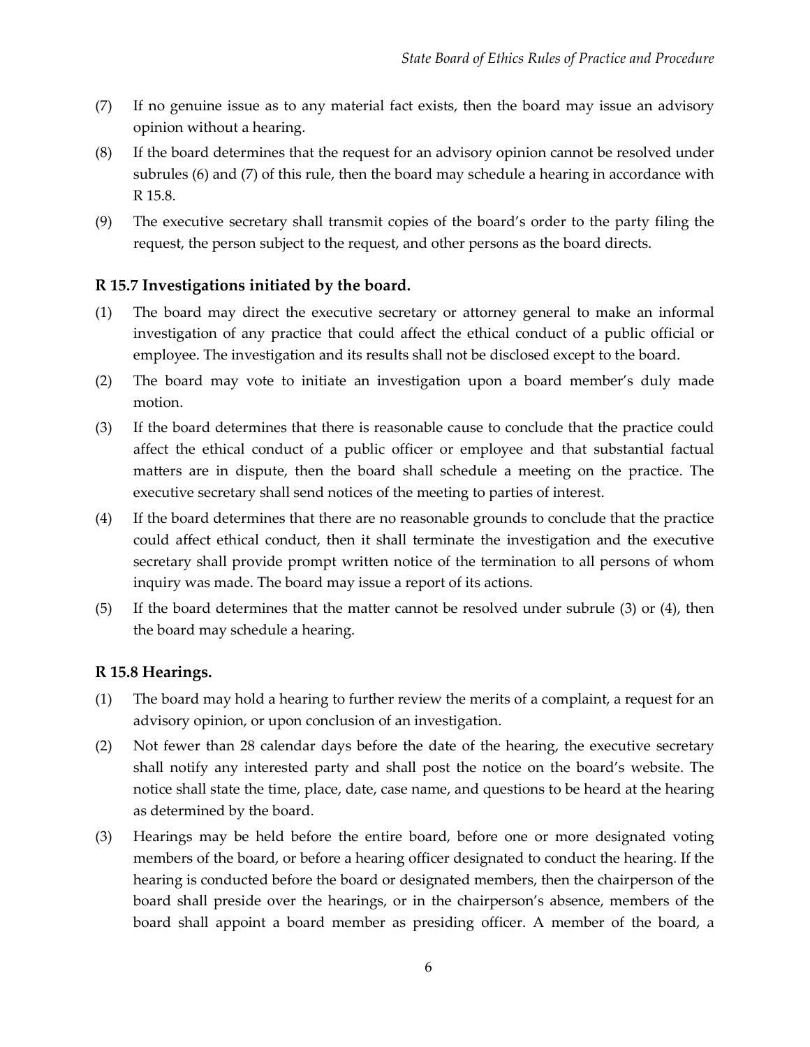(7) If no genuine issue as to any material fact exists, then the board may issue an advisory opinion without a hearing.

(8) If the board determines that the request for an advisory opinion cannot be resolved under subrules (6) and (7) of this rule, then the board may schedule a hearing in accordance with R 15.8.

(9) The executive secretary shall transmit copies of the board's order to the party filing the request, the person subject to the request, and other persons as the board directs.

### R 15.7 Investigations initiated by the board.

(1) The board may direct the executive secretary or attorney general to make an informal investigation of any practice that could affect the ethical conduct of a public official or employee. The investigation and its results shall not be disclosed except to the board.

(2) The board may vote to initiate an investigation upon a board member's duly made motion.

(3) If the board determines that there is reasonable cause to conclude that the practice could affect the ethical conduct of a public officer or employee and that substantial factual matters are in dispute, then the board shall schedule a meeting on the practice. The executive secretary shall send notices of the meeting to parties of interest.

(4) If the board determines that there are no reasonable grounds to conclude that the practice could affect ethical conduct, then it shall terminate the investigation and the executive secretary shall provide prompt written notice of the termination to all persons of whom inquiry was made. The board may issue a report of its actions.

(5) If the board determines that the matter cannot be resolved under subrule (3) or (4), then the board may schedule a hearing.

### R 15.8 Hearings.

(1) The board may hold a hearing to further review the merits of a complaint, a request for an advisory opinion, or upon conclusion of an investigation.

(2) Not fewer than 28 calendar days before the date of the hearing, the executive secretary shall notify any interested party and shall post the notice on the board's website. The notice shall state the time, place, date, case name, and questions to be heard at the hearing as determined by the board.

(3) Hearings may be held before the entire board, before one or more designated voting members of the board, or before a hearing officer designated to conduct the hearing. If the hearing is conducted before the board or designated members, then the chairperson of the board shall preside over the hearings, or in the chairperson's absence, members of the board shall appoint a board member as presiding officer. A member of the board, a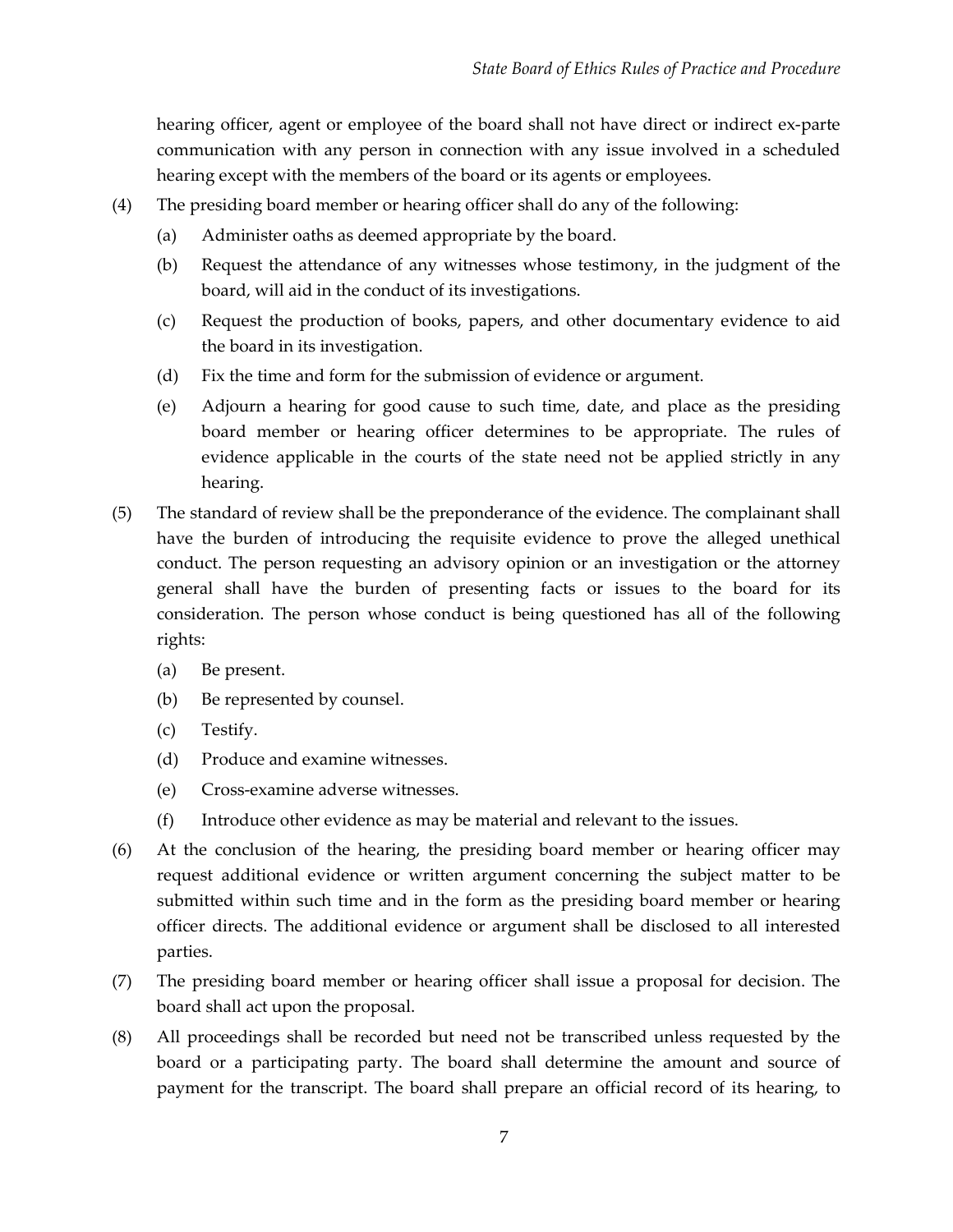hearing officer, agent or employee of the board shall not have direct or indirect ex-parte communication with any person in connection with any issue involved in a scheduled hearing except with the members of the board or its agents or employees.

(4) The presiding board member or hearing officer shall do any of the following:

   (a) Administer oaths as deemed appropriate by the board.

   (b) Request the attendance of any witnesses whose testimony, in the judgment of the board, will aid in the conduct of its investigations.

   (c) Request the production of books, papers, and other documentary evidence to aid the board in its investigation.

   (d) Fix the time and form for the submission of evidence or argument.

   (e) Adjourn a hearing for good cause to such time, date, and place as the presiding board member or hearing officer determines to be appropriate. The rules of evidence applicable in the courts of the state need not be applied strictly in any hearing.

(5) The standard of review shall be the preponderance of the evidence. The complainant shall have the burden of introducing the requisite evidence to prove the alleged unethical conduct. The person requesting an advisory opinion or an investigation or the attorney general shall have the burden of presenting facts or issues to the board for its consideration. The person whose conduct is being questioned has all of the following rights:

   (a) Be present.

   (b) Be represented by counsel.

   (c) Testify.

   (d) Produce and examine witnesses.

   (e) Cross-examine adverse witnesses.

   (f) Introduce other evidence as may be material and relevant to the issues.

(6) At the conclusion of the hearing, the presiding board member or hearing officer may request additional evidence or written argument concerning the subject matter to be submitted within such time and in the form as the presiding board member or hearing officer directs. The additional evidence or argument shall be disclosed to all interested parties.

(7) The presiding board member or hearing officer shall issue a proposal for decision. The board shall act upon the proposal.

(8) All proceedings shall be recorded but need not be transcribed unless requested by the board or a participating party. The board shall determine the amount and source of payment for the transcript. The board shall prepare an official record of its hearing, to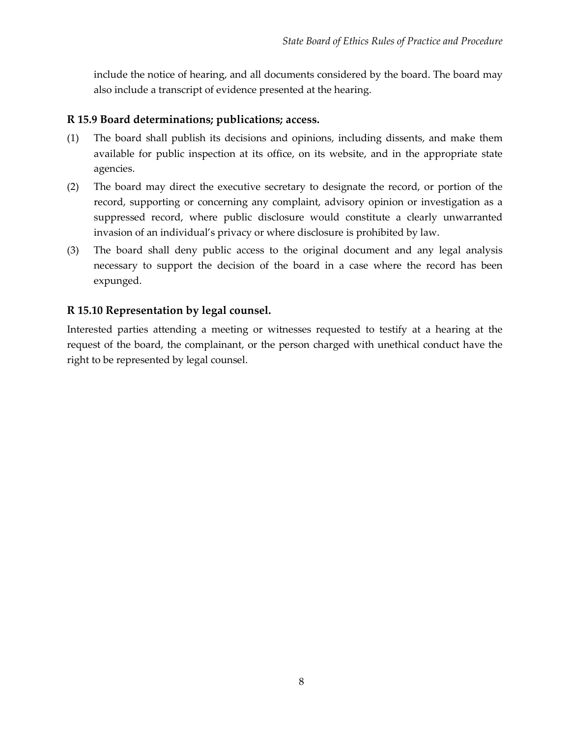include the notice of hearing, and all documents considered by the board. The board may also include a transcript of evidence presented at the hearing.

### R 15.9 Board determinations; publications; access.

(1) The board shall publish its decisions and opinions, including dissents, and make them available for public inspection at its office, on its website, and in the appropriate state agencies.

(2) The board may direct the executive secretary to designate the record, or portion of the record, supporting or concerning any complaint, advisory opinion or investigation as a suppressed record, where public disclosure would constitute a clearly unwarranted invasion of an individual's privacy or where disclosure is prohibited by law.

(3) The board shall deny public access to the original document and any legal analysis necessary to support the decision of the board in a case where the record has been expunged.

### R 15.10 Representation by legal counsel.

Interested parties attending a meeting or witnesses requested to testify at a hearing at the request of the board, the complainant, or the person charged with unethical conduct have the right to be represented by legal counsel.